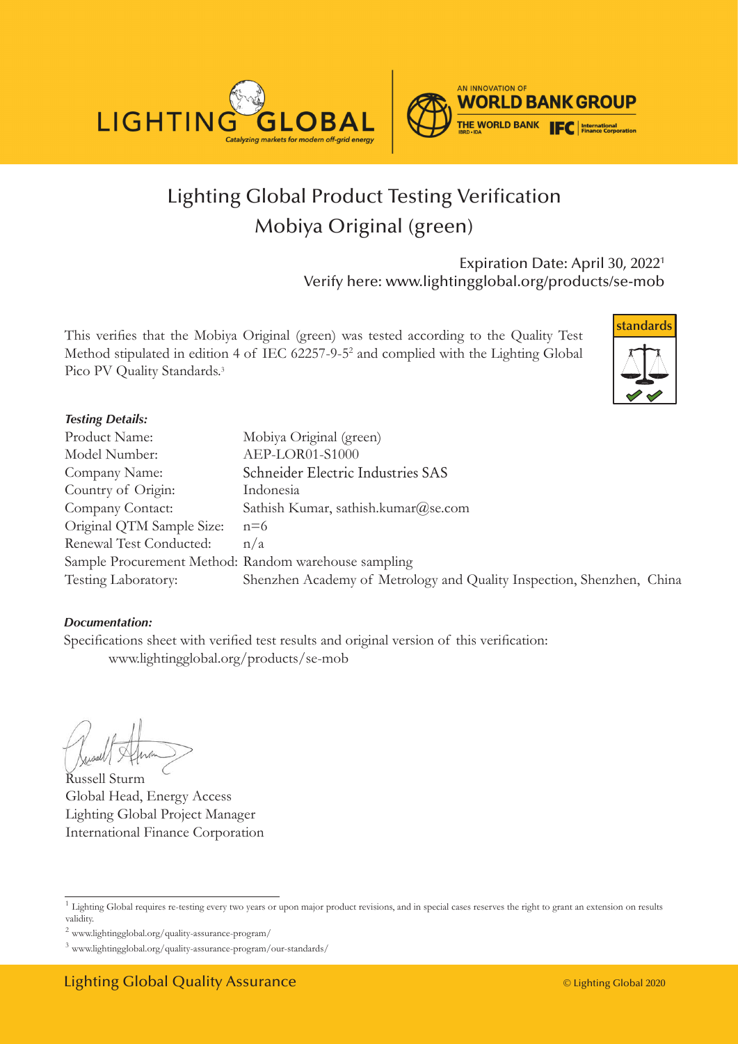LIGHTING GLOBAL
*Catalyzing markets for modern off-grid energy*

AN INNOVATION OF WORLD BANK GROUP
THE WORLD BANK IBRD • IDA | IFC International Finance Corporation

# Lighting Global Product Testing Verification
## Mobiya Original (green)

Expiration Date: April 30, 2022[1]
Verify here: www.lightingglobal.org/products/se-mob

This verifies that the Mobiya Original (green) was tested according to the Quality Test Method stipulated in edition 4 of IEC 62257-9-5[2] and complied with the Lighting Global Pico PV Quality Standards.[3]

standards

***Testing Details:***

| | |
|---|---|
| Product Name: | Mobiya Original (green) |
| Model Number: | AEP-LOR01-S1000 |
| Company Name: | Schneider Electric Industries SAS |
| Country of Origin: | Indonesia |
| Company Contact: | Sathish Kumar, sathish.kumar@se.com |
| Original QTM Sample Size: | n=6 |
| Renewal Test Conducted: | n/a |
| Sample Procurement Method: | Random warehouse sampling |
| Testing Laboratory: | Shenzhen Academy of Metrology and Quality Inspection, Shenzhen, China |

***Documentation:***

Specifications sheet with verified test results and original version of this verification:
www.lightingglobal.org/products/se-mob

Russell Sturm
Global Head, Energy Access
Lighting Global Project Manager
International Finance Corporation

[1] Lighting Global requires re-testing every two years or upon major product revisions, and in special cases reserves the right to grant an extension on results validity.

[2] www.lightingglobal.org/quality-assurance-program/

[3] www.lightingglobal.org/quality-assurance-program/our-standards/

Lighting Global Quality Assurance © Lighting Global 2020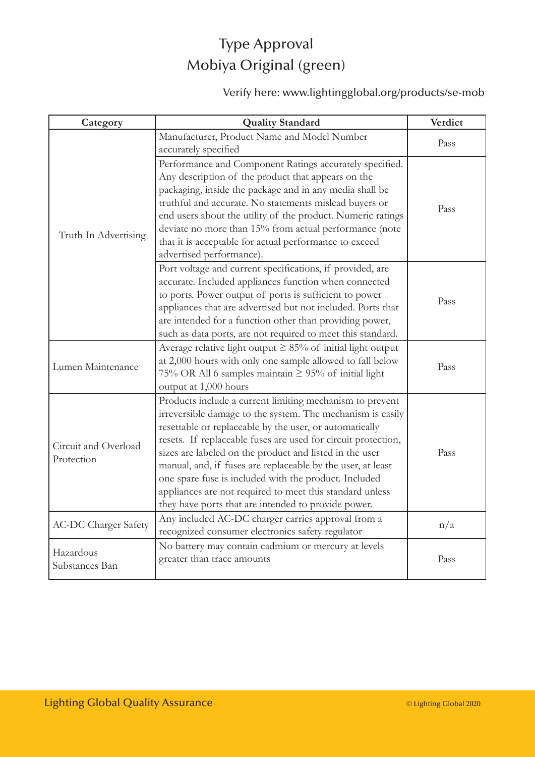# Type Approval
# Mobiya Original (green)

Verify here: www.lightingglobal.org/products/se-mob

| Category | Quality Standard | Verdict |
|---|---|---|
| Truth In Advertising | Manufacturer, Product Name and Model Number accurately specified | Pass |
| | Performance and Component Ratings accurately specified. Any description of the product that appears on the packaging, inside the package and in any media shall be truthful and accurate. No statements mislead buyers or end users about the utility of the product. Numeric ratings deviate no more than 15% from actual performance (note that it is acceptable for actual performance to exceed advertised performance). | Pass |
| | Port voltage and current specifications, if provided, are accurate. Included appliances function when connected to ports. Power output of ports is sufficient to power appliances that are advertised but not included. Ports that are intended for a function other than providing power, such as data ports, are not required to meet this standard. | Pass |
| Lumen Maintenance | Average relative light output ≥ 85% of initial light output at 2,000 hours with only one sample allowed to fall below 75% OR All 6 samples maintain ≥ 95% of initial light output at 1,000 hours | Pass |
| Circuit and Overload Protection | Products include a current limiting mechanism to prevent irreversible damage to the system. The mechanism is easily resettable or replaceable by the user, or automatically resets. If replaceable fuses are used for circuit protection, sizes are labeled on the product and listed in the user manual, and, if fuses are replaceable by the user, at least one spare fuse is included with the product. Included appliances are not required to meet this standard unless they have ports that are intended to provide power. | Pass |
| AC-DC Charger Safety | Any included AC-DC charger carries approval from a recognized consumer electronics safety regulator | n/a |
| Hazardous Substances Ban | No battery may contain cadmium or mercury at levels greater than trace amounts | Pass |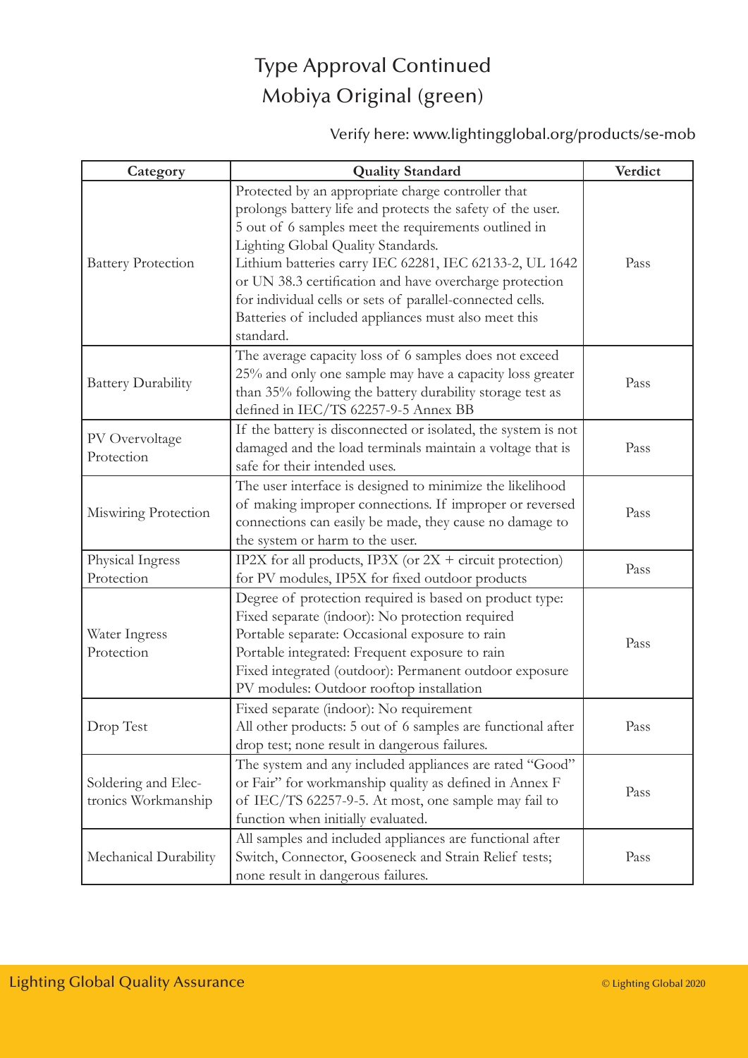# Type Approval Continued
# Mobiya Original (green)

Verify here: www.lightingglobal.org/products/se-mob

| Category | Quality Standard | Verdict |
|---|---|---|
| Battery Protection | Protected by an appropriate charge controller that prolongs battery life and protects the safety of the user. 5 out of 6 samples meet the requirements outlined in Lighting Global Quality Standards. Lithium batteries carry IEC 62281, IEC 62133-2, UL 1642 or UN 38.3 certification and have overcharge protection for individual cells or sets of parallel-connected cells. Batteries of included appliances must also meet this standard. | Pass |
| Battery Durability | The average capacity loss of 6 samples does not exceed 25% and only one sample may have a capacity loss greater than 35% following the battery durability storage test as defined in IEC/TS 62257-9-5 Annex BB | Pass |
| PV Overvoltage Protection | If the battery is disconnected or isolated, the system is not damaged and the load terminals maintain a voltage that is safe for their intended uses. | Pass |
| Miswiring Protection | The user interface is designed to minimize the likelihood of making improper connections. If improper or reversed connections can easily be made, they cause no damage to the system or harm to the user. | Pass |
| Physical Ingress Protection | IP2X for all products, IP3X (or 2X + circuit protection) for PV modules, IP5X for fixed outdoor products | Pass |
| Water Ingress Protection | Degree of protection required is based on product type: Fixed separate (indoor): No protection required Portable separate: Occasional exposure to rain Portable integrated: Frequent exposure to rain Fixed integrated (outdoor): Permanent outdoor exposure PV modules: Outdoor rooftop installation | Pass |
| Drop Test | Fixed separate (indoor): No requirement All other products: 5 out of 6 samples are functional after drop test; none result in dangerous failures. | Pass |
| Soldering and Electronics Workmanship | The system and any included appliances are rated "Good" or Fair" for workmanship quality as defined in Annex F of IEC/TS 62257-9-5. At most, one sample may fail to function when initially evaluated. | Pass |
| Mechanical Durability | All samples and included appliances are functional after Switch, Connector, Gooseneck and Strain Relief tests; none result in dangerous failures. | Pass |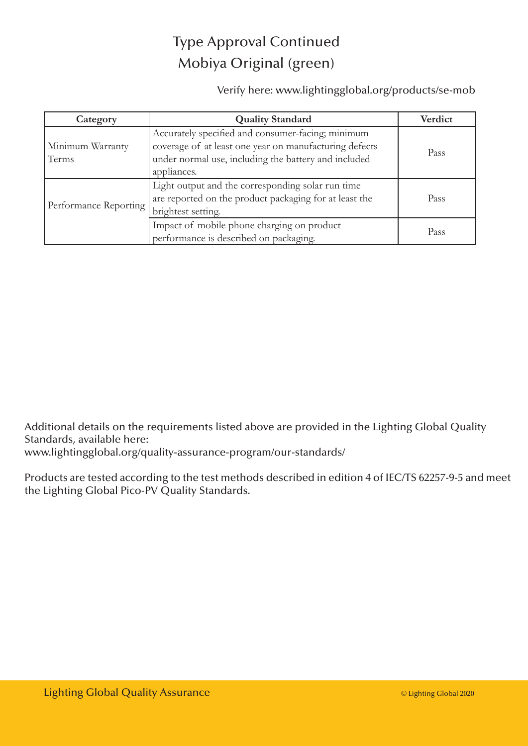# Type Approval Continued
## Mobiya Original (green)

Verify here: www.lightingglobal.org/products/se-mob

| Category | Quality Standard | Verdict |
|---|---|---|
| Minimum Warranty Terms | Accurately specified and consumer-facing; minimum coverage of at least one year on manufacturing defects under normal use, including the battery and included appliances. | Pass |
| Performance Reporting | Light output and the corresponding solar run time are reported on the product packaging for at least the brightest setting. | Pass |
| | Impact of mobile phone charging on product performance is described on packaging. | Pass |

Additional details on the requirements listed above are provided in the Lighting Global Quality Standards, available here:
www.lightingglobal.org/quality-assurance-program/our-standards/

Products are tested according to the test methods described in edition 4 of IEC/TS 62257-9-5 and meet the Lighting Global Pico-PV Quality Standards.